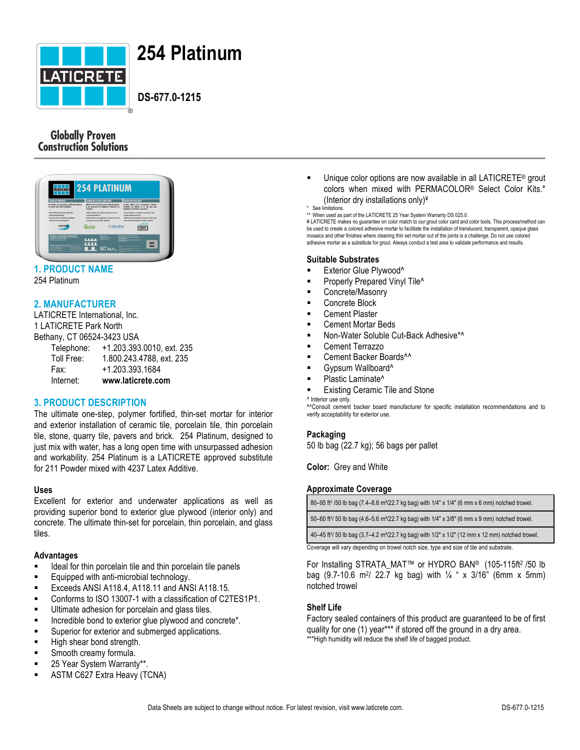# 254 Platinum

**DS-677.0-1215**

Globally Proven Construction Solutions

## 1. PRODUCT NAME

254 Platinum

## 2. MANUFACTURER

LATICRETE International, Inc.
1 LATICRETE Park North
Bethany, CT 06524-3423 USA

| | |
|---|---|
| Telephone: | +1.203.393.0010, ext. 235 |
| Toll Free: | 1.800.243.4788, ext. 235 |
| Fax: | +1.203.393.1684 |
| Internet: | **www.laticrete.com** |

## 3. PRODUCT DESCRIPTION

The ultimate one-step, polymer fortified, thin-set mortar for interior and exterior installation of ceramic tile, porcelain tile, thin porcelain tile, stone, quarry tile, pavers and brick. 254 Platinum, designed to just mix with water, has a long open time with unsurpassed adhesion and workability. 254 Platinum is a LATICRETE approved substitute for 211 Powder mixed with 4237 Latex Additive.

### Uses

Excellent for exterior and underwater applications as well as providing superior bond to exterior glue plywood (interior only) and concrete. The ultimate thin-set for porcelain, thin porcelain, and glass tiles.

### Advantages

- Ideal for thin porcelain tile and thin porcelain tile panels
- Equipped with anti-microbial technology.
- Exceeds ANSI A118.4, A118.11 and ANSI A118.15.
- Conforms to ISO 13007-1 with a classification of C2TES1P1.
- Ultimate adhesion for porcelain and glass tiles.
- Incredible bond to exterior glue plywood and concrete*.
- Superior for exterior and submerged applications.
- High shear bond strength.
- Smooth creamy formula.
- 25 Year System Warranty**.
- ASTM C627 Extra Heavy (TCNA)
- Unique color options are now available in all LATICRETE® grout colors when mixed with PERMACOLOR® Select Color Kits.* (Interior dry installations only)¥

\* See limitations.
** When used as part of the LATICRETE 25 Year System Warranty DS 025.0.
¥ LATICRETE makes no guarantee on color match to our grout color card and color tools. This process/method can be used to create a colored adhesive mortar to facilitate the installation of translucent, transparent, opaque glass mosaics and other finishes where cleaning thin set mortar out of the joints is a challenge. Do not use colored adhesive mortar as a substitute for grout. Always conduct a test area to validate performance and results.

### Suitable Substrates

- Exterior Glue Plywood^
- Properly Prepared Vinyl Tile^
- Concrete/Masonry
- Concrete Block
- Cement Plaster
- Cement Mortar Beds
- Non-Water Soluble Cut-Back Adhesive*^
- Cement Terrazzo
- Cement Backer Boards^^
- Gypsum Wallboard^
- Plastic Laminate^
- Existing Ceramic Tile and Stone

^ Interior use only.
^^Consult cement backer board manufacturer for specific installation recommendations and to verify acceptability for exterior use.

### Packaging

50 lb bag (22.7 kg); 56 bags per pallet

**Color:** Grey and White

### Approximate Coverage

| |
|---|
| 80–95 ft² /50 lb bag (7.4–8.8 m²/22.7 kg bag) with 1/4" x 1/4" (6 mm x 6 mm) notched trowel. |
| 50–60 ft²/ 50 lb bag (4.6–5.6 m²/22.7 kg bag) with 1/4" x 3/8" (6 mm x 9 mm) notched trowel. |
| 40–45 ft²/ 50 lb bag (3.7–4.2 m²/22.7 kg bag) with 1/2" x 1/2" (12 mm x 12 mm) notched trowel. |

Coverage will vary depending on trowel notch size, type and size of tile and substrate.

For Installing STRATA_MAT™ or HYDRO BAN® (105-115ft² /50 lb bag (9.7-10.6 m²/ 22.7 kg bag) with ¼ " x 3/16" (6mm x 5mm) notched trowel

### Shelf Life

Factory sealed containers of this product are guaranteed to be of first quality for one (1) year*** if stored off the ground in a dry area.
***High humidity will reduce the shelf life of bagged product.

Data Sheets are subject to change without notice. For latest revision, visit www.laticrete.com.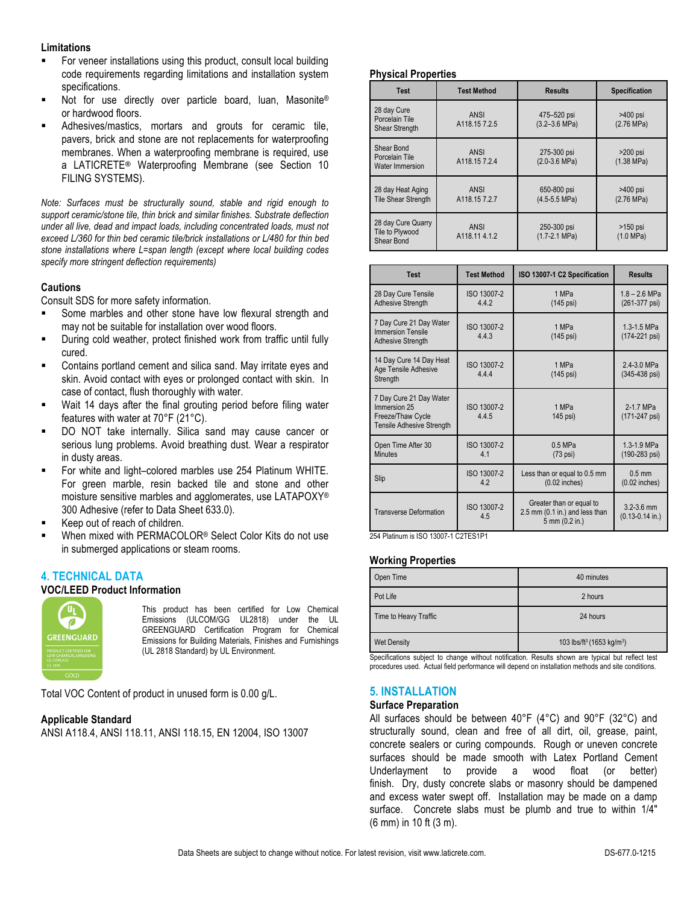### Limitations

- For veneer installations using this product, consult local building code requirements regarding limitations and installation system specifications.
- Not for use directly over particle board, luan, Masonite® or hardwood floors.
- Adhesives/mastics, mortars and grouts for ceramic tile, pavers, brick and stone are not replacements for waterproofing membranes. When a waterproofing membrane is required, use a LATICRETE® Waterproofing Membrane (see Section 10 FILING SYSTEMS).

*Note: Surfaces must be structurally sound, stable and rigid enough to support ceramic/stone tile, thin brick and similar finishes. Substrate deflection under all live, dead and impact loads, including concentrated loads, must not exceed L/360 for thin bed ceramic tile/brick installations or L/480 for thin bed stone installations where L=span length (except where local building codes specify more stringent deflection requirements)*

### Cautions

Consult SDS for more safety information.

- Some marbles and other stone have low flexural strength and may not be suitable for installation over wood floors.
- During cold weather, protect finished work from traffic until fully cured.
- Contains portland cement and silica sand. May irritate eyes and skin. Avoid contact with eyes or prolonged contact with skin. In case of contact, flush thoroughly with water.
- Wait 14 days after the final grouting period before filing water features with water at 70°F (21°C).
- DO NOT take internally. Silica sand may cause cancer or serious lung problems. Avoid breathing dust. Wear a respirator in dusty areas.
- For white and light–colored marbles use 254 Platinum WHITE. For green marble, resin backed tile and stone and other moisture sensitive marbles and agglomerates, use LATAPOXY® 300 Adhesive (refer to Data Sheet 633.0).
- Keep out of reach of children.
- When mixed with PERMACOLOR® Select Color Kits do not use in submerged applications or steam rooms.

## 4. TECHNICAL DATA

### VOC/LEED Product Information

This product has been certified for Low Chemical Emissions (ULCOM/GG UL2818) under the UL GREENGUARD Certification Program for Chemical Emissions for Building Materials, Finishes and Furnishings (UL 2818 Standard) by UL Environment.

Total VOC Content of product in unused form is 0.00 g/L.

### Applicable Standard

ANSI A118.4, ANSI 118.11, ANSI 118.15, EN 12004, ISO 13007

### Physical Properties

| Test | Test Method | Results | Specification |
|---|---|---|---|
| 28 day Cure Porcelain Tile Shear Strength | ANSI A118.15 7.2.5 | 475–520 psi (3.2–3.6 MPa) | >400 psi (2.76 MPa) |
| Shear Bond Porcelain Tile Water Immersion | ANSI A118.15 7.2.4 | 275-300 psi (2.0-3.6 MPa) | >200 psi (1.38 MPa) |
| 28 day Heat Aging Tile Shear Strength | ANSI A118.15 7.2.7 | 650-800 psi (4.5-5.5 MPa) | >400 psi (2.76 MPa) |
| 28 day Cure Quarry Tile to Plywood Shear Bond | ANSI A118.11 4.1.2 | 250-300 psi (1.7-2.1 MPa) | >150 psi (1.0 MPa) |

| Test | Test Method | ISO 13007-1 C2 Specification | Results |
|---|---|---|---|
| 28 Day Cure Tensile Adhesive Strength | ISO 13007-2 4.4.2 | 1 MPa (145 psi) | 1.8 – 2.6 MPa (261-377 psi) |
| 7 Day Cure 21 Day Water Immersion Tensile Adhesive Strength | ISO 13007-2 4.4.3 | 1 MPa (145 psi) | 1.3-1.5 MPa (174-221 psi) |
| 14 Day Cure 14 Day Heat Age Tensile Adhesive Strength | ISO 13007-2 4.4.4 | 1 MPa (145 psi) | 2.4-3.0 MPa (345-438 psi) |
| 7 Day Cure 21 Day Water Immersion 25 Freeze/Thaw Cycle Tensile Adhesive Strength | ISO 13007-2 4.4.5 | 1 MPa 145 psi) | 2-1.7 MPa (171-247 psi) |
| Open Time After 30 Minutes | ISO 13007-2 4.1 | 0.5 MPa (73 psi) | 1.3-1.9 MPa (190-283 psi) |
| Slip | ISO 13007-2 4.2 | Less than or equal to 0.5 mm (0.02 inches) | 0.5 mm (0.02 inches) |
| Transverse Deformation | ISO 13007-2 4.5 | Greater than or equal to 2.5 mm (0.1 in.) and less than 5 mm (0.2 in.) | 3.2-3.6 mm (0.13-0.14 in.) |

254 Platinum is ISO 13007-1 C2TES1P1

### Working Properties

| Open Time | 40 minutes |
|---|---|
| Pot Life | 2 hours |
| Time to Heavy Traffic | 24 hours |
| Wet Density | 103 lbs/ft³ (1653 kg/m³) |

Specifications subject to change without notification. Results shown are typical but reflect test procedures used. Actual field performance will depend on installation methods and site conditions.

## 5. INSTALLATION

### Surface Preparation

All surfaces should be between 40°F (4°C) and 90°F (32°C) and structurally sound, clean and free of all dirt, oil, grease, paint, concrete sealers or curing compounds. Rough or uneven concrete surfaces should be made smooth with Latex Portland Cement Underlayment to provide a wood float (or better) finish. Dry, dusty concrete slabs or masonry should be dampened and excess water swept off. Installation may be made on a damp surface. Concrete slabs must be plumb and true to within 1/4" (6 mm) in 10 ft (3 m).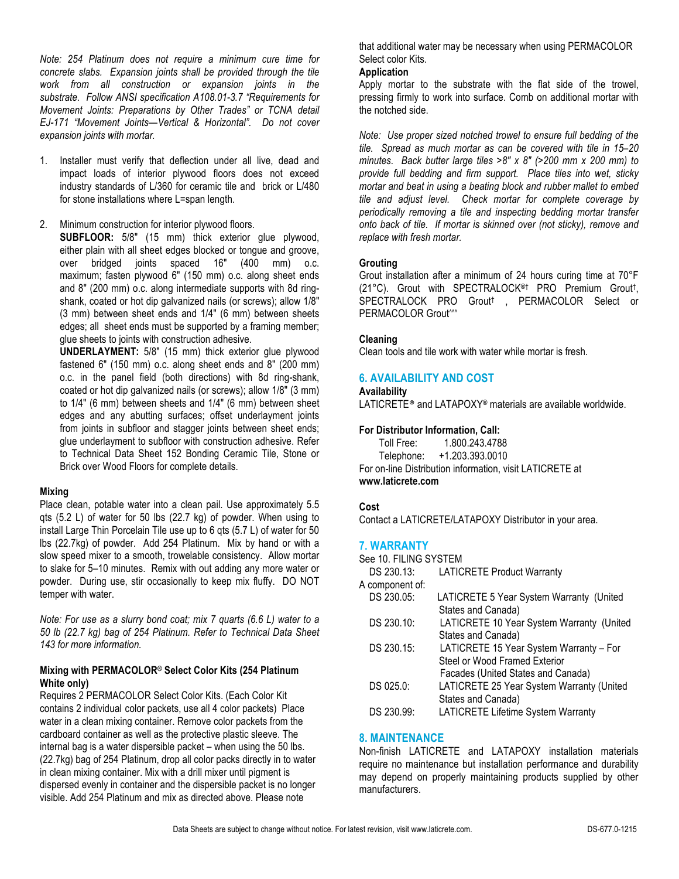*Note: 254 Platinum does not require a minimum cure time for concrete slabs. Expansion joints shall be provided through the tile work from all construction or expansion joints in the substrate. Follow ANSI specification A108.01-3.7 "Requirements for Movement Joints: Preparations by Other Trades" or TCNA detail EJ-171 "Movement Joints—Vertical & Horizontal". Do not cover expansion joints with mortar.*

1. Installer must verify that deflection under all live, dead and impact loads of interior plywood floors does not exceed industry standards of L/360 for ceramic tile and brick or L/480 for stone installations where L=span length.

2. Minimum construction for interior plywood floors.
   **SUBFLOOR:** 5/8" (15 mm) thick exterior glue plywood, either plain with all sheet edges blocked or tongue and groove, over bridged joints spaced 16" (400 mm) o.c. maximum; fasten plywood 6" (150 mm) o.c. along sheet ends and 8" (200 mm) o.c. along intermediate supports with 8d ring-shank, coated or hot dip galvanized nails (or screws); allow 1/8" (3 mm) between sheet ends and 1/4" (6 mm) between sheets edges; all sheet ends must be supported by a framing member; glue sheets to joints with construction adhesive.
   **UNDERLAYMENT:** 5/8" (15 mm) thick exterior glue plywood fastened 6" (150 mm) o.c. along sheet ends and 8" (200 mm) o.c. in the panel field (both directions) with 8d ring-shank, coated or hot dip galvanized nails (or screws); allow 1/8" (3 mm) to 1/4" (6 mm) between sheets and 1/4" (6 mm) between sheet edges and any abutting surfaces; offset underlayment joints from joints in subfloor and stagger joints between sheet ends; glue underlayment to subfloor with construction adhesive. Refer to Technical Data Sheet 152 Bonding Ceramic Tile, Stone or Brick over Wood Floors for complete details.

### Mixing

Place clean, potable water into a clean pail. Use approximately 5.5 qts (5.2 L) of water for 50 lbs (22.7 kg) of powder. When using to install Large Thin Porcelain Tile use up to 6 qts (5.7 L) of water for 50 lbs (22.7kg) of powder. Add 254 Platinum. Mix by hand or with a slow speed mixer to a smooth, trowelable consistency. Allow mortar to slake for 5–10 minutes. Remix with out adding any more water or powder. During use, stir occasionally to keep mix fluffy. DO NOT temper with water.

*Note: For use as a slurry bond coat; mix 7 quarts (6.6 L) water to a 50 lb (22.7 kg) bag of 254 Platinum. Refer to Technical Data Sheet 143 for more information.*

### Mixing with PERMACOLOR® Select Color Kits (254 Platinum White only)

Requires 2 PERMACOLOR Select Color Kits. (Each Color Kit contains 2 individual color packets, use all 4 color packets) Place water in a clean mixing container. Remove color packets from the cardboard container as well as the protective plastic sleeve. The internal bag is a water dispersible packet – when using the 50 lbs. (22.7kg) bag of 254 Platinum, drop all color packs directly in to water in clean mixing container. Mix with a drill mixer until pigment is dispersed evenly in container and the dispersible packet is no longer visible. Add 254 Platinum and mix as directed above. Please note that additional water may be necessary when using PERMACOLOR Select color Kits.

### Application

Apply mortar to the substrate with the flat side of the trowel, pressing firmly to work into surface. Comb on additional mortar with the notched side.

*Note: Use proper sized notched trowel to ensure full bedding of the tile. Spread as much mortar as can be covered with tile in 15–20 minutes. Back butter large tiles >8" x 8" (>200 mm x 200 mm) to provide full bedding and firm support. Place tiles into wet, sticky mortar and beat in using a beating block and rubber mallet to embed tile and adjust level. Check mortar for complete coverage by periodically removing a tile and inspecting bedding mortar transfer onto back of tile. If mortar is skinned over (not sticky), remove and replace with fresh mortar.*

### Grouting

Grout installation after a minimum of 24 hours curing time at 70°F (21°C). Grout with SPECTRALOCK®† PRO Premium Grout†, SPECTRALOCK PRO Grout† , PERMACOLOR Select or PERMACOLOR Grout^^^

### Cleaning

Clean tools and tile work with water while mortar is fresh.

## 6. AVAILABILITY AND COST

### Availability

LATICRETE® and LATAPOXY® materials are available worldwide.

### For Distributor Information, Call:

Toll Free: 1.800.243.4788
Telephone: +1.203.393.0010

For on-line Distribution information, visit LATICRETE at **www.laticrete.com**

### Cost

Contact a LATICRETE/LATAPOXY Distributor in your area.

## 7. WARRANTY

See 10. FILING SYSTEM

DS 230.13: LATICRETE Product Warranty

A component of:

DS 230.05: LATICRETE 5 Year System Warranty (United States and Canada)
DS 230.10: LATICRETE 10 Year System Warranty (United States and Canada)
DS 230.15: LATICRETE 15 Year System Warranty – For Steel or Wood Framed Exterior Facades (United States and Canada)
DS 025.0: LATICRETE 25 Year System Warranty (United States and Canada)
DS 230.99: LATICRETE Lifetime System Warranty

## 8. MAINTENANCE

Non-finish LATICRETE and LATAPOXY installation materials require no maintenance but installation performance and durability may depend on properly maintaining products supplied by other manufacturers.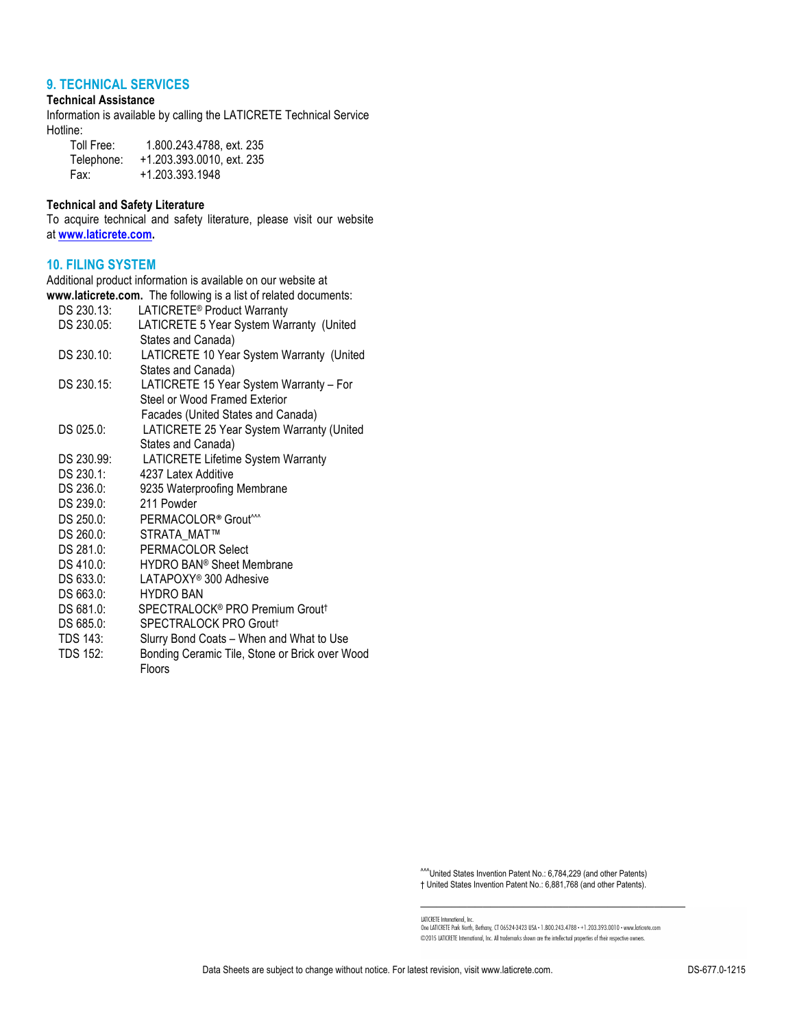## 9. TECHNICAL SERVICES

**Technical Assistance**

Information is available by calling the LATICRETE Technical Service Hotline:

Toll Free: 1.800.243.4788, ext. 235
Telephone: +1.203.393.0010, ext. 235
Fax: +1.203.393.1948

**Technical and Safety Literature**

To acquire technical and safety literature, please visit our website at **www.laticrete.com.**

## 10. FILING SYSTEM

Additional product information is available on our website at **www.laticrete.com.** The following is a list of related documents:

| | |
|---|---|
| DS 230.13: | LATICRETE® Product Warranty |
| DS 230.05: | LATICRETE 5 Year System Warranty (United States and Canada) |
| DS 230.10: | LATICRETE 10 Year System Warranty (United States and Canada) |
| DS 230.15: | LATICRETE 15 Year System Warranty – For Steel or Wood Framed Exterior Facades (United States and Canada) |
| DS 025.0: | LATICRETE 25 Year System Warranty (United States and Canada) |
| DS 230.99: | LATICRETE Lifetime System Warranty |
| DS 230.1: | 4237 Latex Additive |
| DS 236.0: | 9235 Waterproofing Membrane |
| DS 239.0: | 211 Powder |
| DS 250.0: | PERMACOLOR® Grout^^^ |
| DS 260.0: | STRATA_MAT™ |
| DS 281.0: | PERMACOLOR Select |
| DS 410.0: | HYDRO BAN® Sheet Membrane |
| DS 633.0: | LATAPOXY® 300 Adhesive |
| DS 663.0: | HYDRO BAN |
| DS 681.0: | SPECTRALOCK® PRO Premium Grout† |
| DS 685.0: | SPECTRALOCK PRO Grout† |
| TDS 143: | Slurry Bond Coats – When and What to Use |
| TDS 152: | Bonding Ceramic Tile, Stone or Brick over Wood Floors |

^^^United States Invention Patent No.: 6,784,229 (and other Patents)
† United States Invention Patent No.: 6,881,768 (and other Patents).

LATICRETE International, Inc.
One LATICRETE Park North, Bethany, CT 06524-3423 USA • 1.800.243.4788 • +1.203.393.0010 • www.laticrete.com
©2015 LATICRETE International, Inc. All trademarks shown are the intellectual properties of their respective owners.

Data Sheets are subject to change without notice. For latest revision, visit www.laticrete.com.

DS-677.0-1215